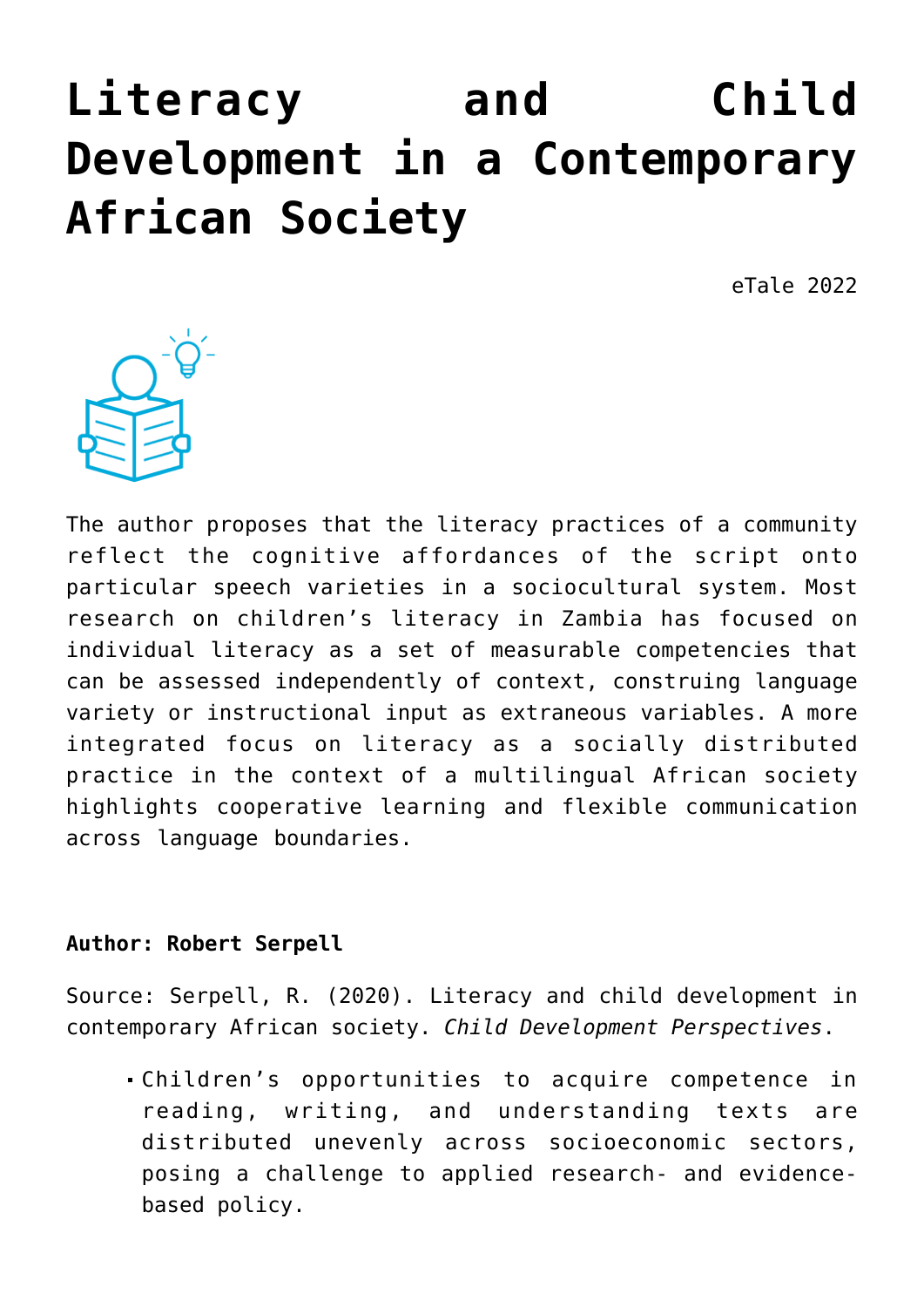# Literacy and Child Development in a Contemporary African Society

eTale 2022

The author proposes that the literacy practices of a community reflect the cognitive affordances of the script onto particular speech varieties in a sociocultural system. Most research on children's literacy in Zambia has focused on individual literacy as a set of measurable competencies that can be assessed independently of context, construing language variety or instructional input as extraneous variables. A more integrated focus on literacy as a socially distributed practice in the context of a multilingual African society highlights cooperative learning and flexible communication across language boundaries.

**Author: Robert Serpell**

Source: Serpell, R. (2020). Literacy and child development in contemporary African society. *Child Development Perspectives*.

- Children's opportunities to acquire competence in reading, writing, and understanding texts are distributed unevenly across socioeconomic sectors, posing a challenge to applied research- and evidence-based policy.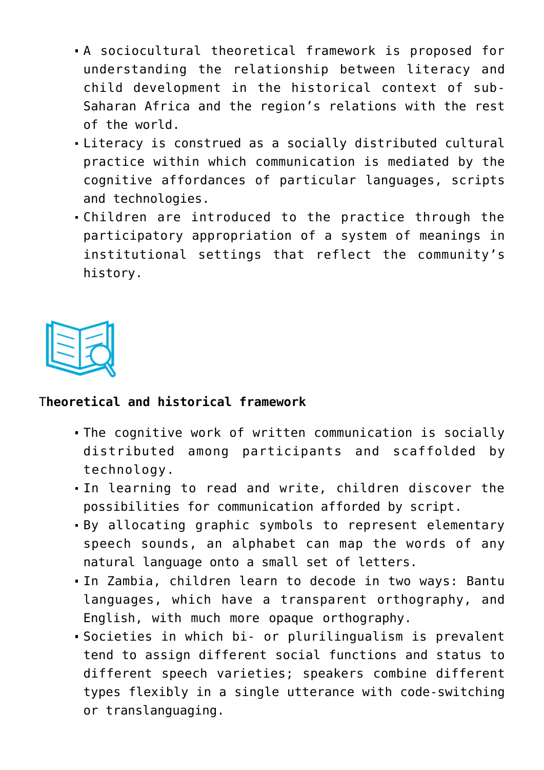- A sociocultural theoretical framework is proposed for understanding the relationship between literacy and child development in the historical context of sub-Saharan Africa and the region's relations with the rest of the world.
- Literacy is construed as a socially distributed cultural practice within which communication is mediated by the cognitive affordances of particular languages, scripts and technologies.
- Children are introduced to the practice through the participatory appropriation of a system of meanings in institutional settings that reflect the community's history.

**Theoretical and historical framework**

- The cognitive work of written communication is socially distributed among participants and scaffolded by technology.
- In learning to read and write, children discover the possibilities for communication afforded by script.
- By allocating graphic symbols to represent elementary speech sounds, an alphabet can map the words of any natural language onto a small set of letters.
- In Zambia, children learn to decode in two ways: Bantu languages, which have a transparent orthography, and English, with much more opaque orthography.
- Societies in which bi- or plurilingualism is prevalent tend to assign different social functions and status to different speech varieties; speakers combine different types flexibly in a single utterance with code-switching or translanguaging.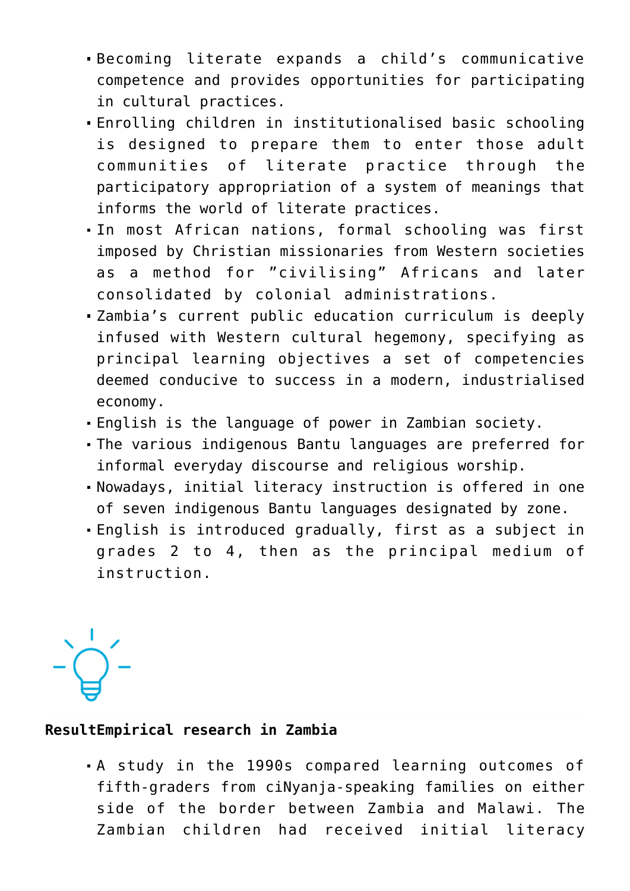- Becoming literate expands a child's communicative competence and provides opportunities for participating in cultural practices.
- Enrolling children in institutionalised basic schooling is designed to prepare them to enter those adult communities of literate practice through the participatory appropriation of a system of meanings that informs the world of literate practices.
- In most African nations, formal schooling was first imposed by Christian missionaries from Western societies as a method for "civilising" Africans and later consolidated by colonial administrations.
- Zambia's current public education curriculum is deeply infused with Western cultural hegemony, specifying as principal learning objectives a set of competencies deemed conducive to success in a modern, industrialised economy.
- English is the language of power in Zambian society.
- The various indigenous Bantu languages are preferred for informal everyday discourse and religious worship.
- Nowadays, initial literacy instruction is offered in one of seven indigenous Bantu languages designated by zone.
- English is introduced gradually, first as a subject in grades 2 to 4, then as the principal medium of instruction.

**ResultEmpirical research in Zambia**

- A study in the 1990s compared learning outcomes of fifth-graders from ciNyanja-speaking families on either side of the border between Zambia and Malawi. The Zambian children had received initial literacy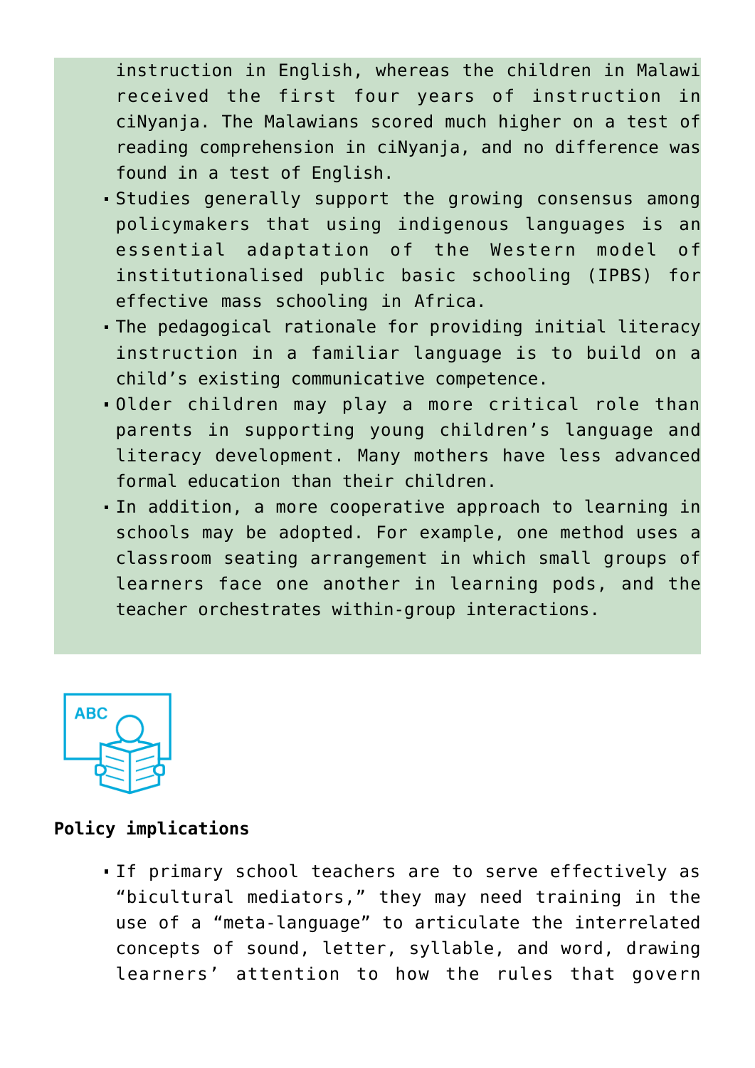instruction in English, whereas the children in Malawi received the first four years of instruction in ciNyanja. The Malawians scored much higher on a test of reading comprehension in ciNyanja, and no difference was found in a test of English.

- Studies generally support the growing consensus among policymakers that using indigenous languages is an essential adaptation of the Western model of institutionalised public basic schooling (IPBS) for effective mass schooling in Africa.
- The pedagogical rationale for providing initial literacy instruction in a familiar language is to build on a child's existing communicative competence.
- Older children may play a more critical role than parents in supporting young children's language and literacy development. Many mothers have less advanced formal education than their children.
- In addition, a more cooperative approach to learning in schools may be adopted. For example, one method uses a classroom seating arrangement in which small groups of learners face one another in learning pods, and the teacher orchestrates within-group interactions.

**Policy implications**

- If primary school teachers are to serve effectively as "bicultural mediators," they may need training in the use of a "meta-language" to articulate the interrelated concepts of sound, letter, syllable, and word, drawing learners' attention to how the rules that govern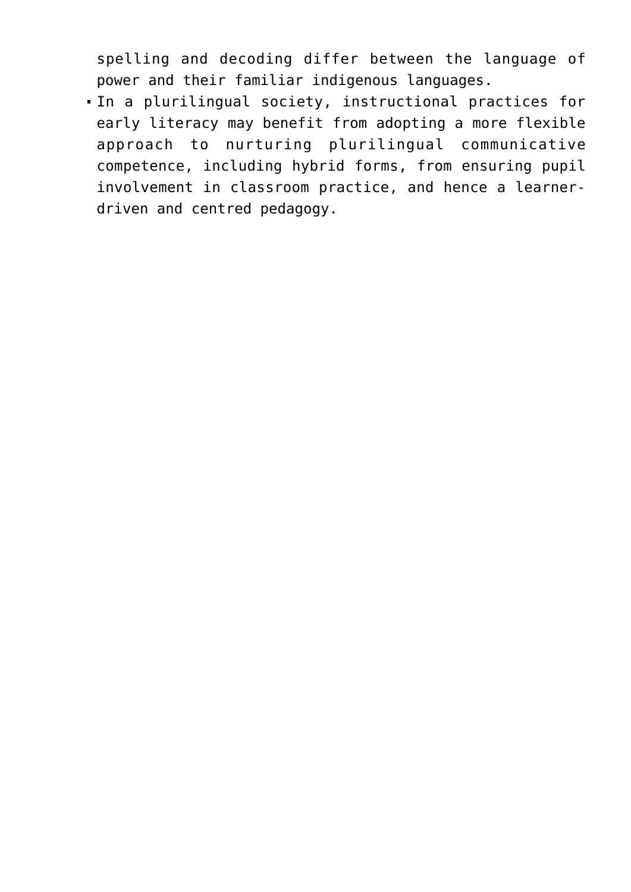spelling and decoding differ between the language of power and their familiar indigenous languages.

- In a plurilingual society, instructional practices for early literacy may benefit from adopting a more flexible approach to nurturing plurilingual communicative competence, including hybrid forms, from ensuring pupil involvement in classroom practice, and hence a learner-driven and centred pedagogy.